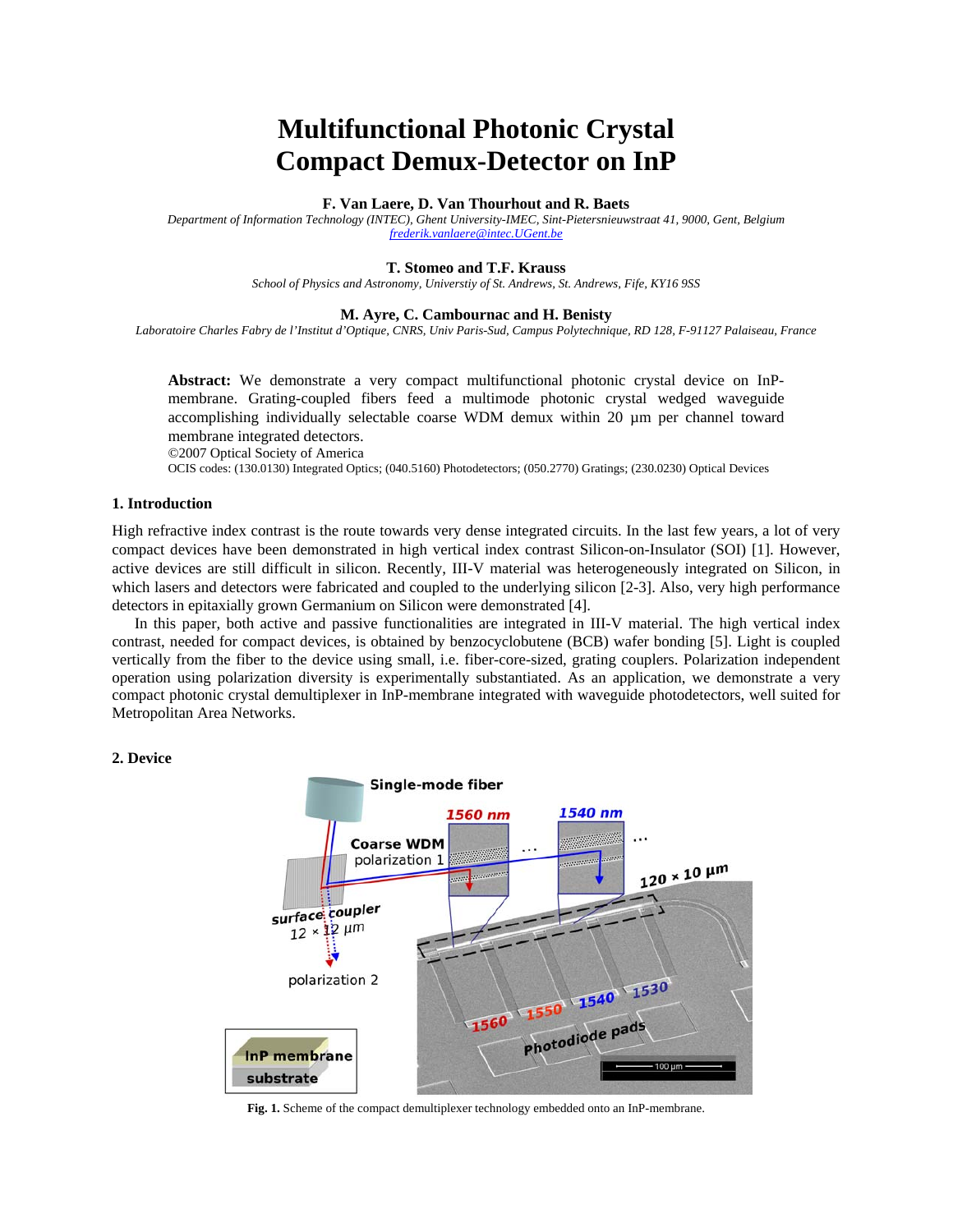# Multifunctional Photonic Crystal Compact Demux-Detector on InP

**F. Van Laere, D. Van Thourhout and R. Baets**

*Department of Information Technology (INTEC), Ghent University-IMEC, Sint-Pietersnieuwstraat 41, 9000, Gent, Belgium*
*frederik.vanlaere@intec.UGent.be*

**T. Stomeo and T.F. Krauss**

*School of Physics and Astronomy, Universtiy of St. Andrews, St. Andrews, Fife, KY16 9SS*

**M. Ayre, C. Cambournac and H. Benisty**

*Laboratoire Charles Fabry de l'Institut d'Optique, CNRS, Univ Paris-Sud, Campus Polytechnique, RD 128, F-91127 Palaiseau, France*

**Abstract:** We demonstrate a very compact multifunctional photonic crystal device on InP-membrane. Grating-coupled fibers feed a multimode photonic crystal wedged waveguide accomplishing individually selectable coarse WDM demux within 20 µm per channel toward membrane integrated detectors.

©2007 Optical Society of America

OCIS codes: (130.0130) Integrated Optics; (040.5160) Photodetectors; (050.2770) Gratings; (230.0230) Optical Devices

## 1. Introduction

High refractive index contrast is the route towards very dense integrated circuits. In the last few years, a lot of very compact devices have been demonstrated in high vertical index contrast Silicon-on-Insulator (SOI) [1]. However, active devices are still difficult in silicon. Recently, III-V material was heterogeneously integrated on Silicon, in which lasers and detectors were fabricated and coupled to the underlying silicon [2-3]. Also, very high performance detectors in epitaxially grown Germanium on Silicon were demonstrated [4].

In this paper, both active and passive functionalities are integrated in III-V material. The high vertical index contrast, needed for compact devices, is obtained by benzocyclobutene (BCB) wafer bonding [5]. Light is coupled vertically from the fiber to the device using small, i.e. fiber-core-sized, grating couplers. Polarization independent operation using polarization diversity is experimentally substantiated. As an application, we demonstrate a very compact photonic crystal demultiplexer in InP-membrane integrated with waveguide photodetectors, well suited for Metropolitan Area Networks.

## 2. Device

**Fig. 1.** Scheme of the compact demultiplexer technology embedded onto an InP-membrane.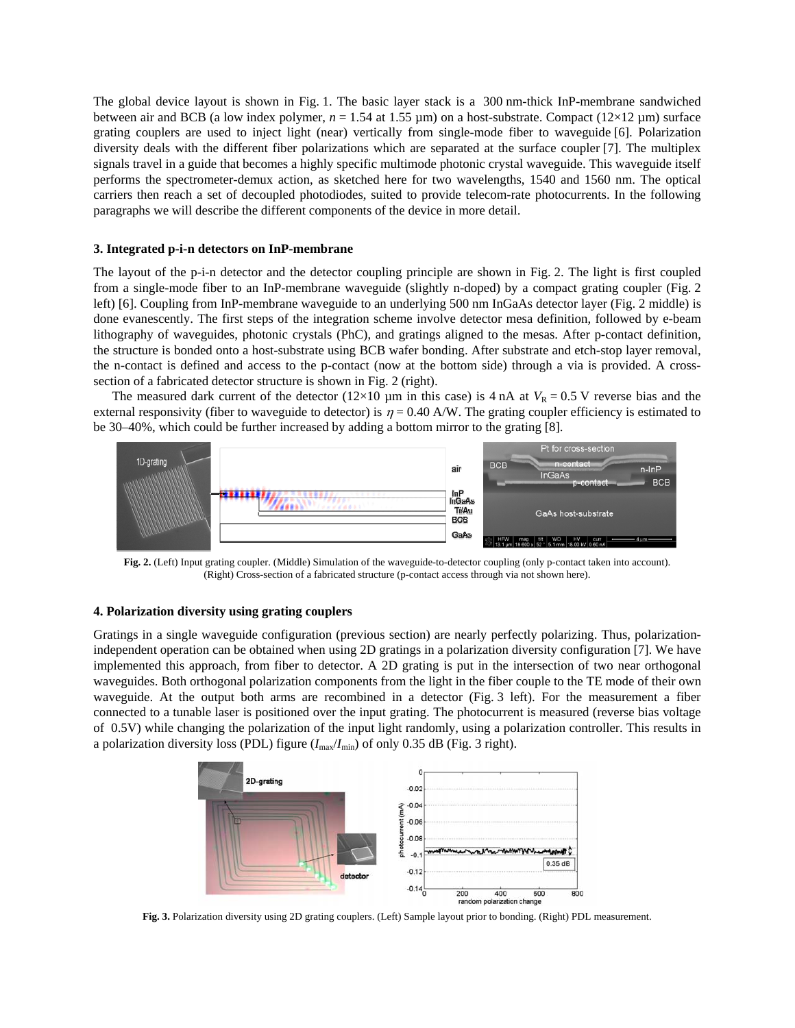The global device layout is shown in Fig. 1. The basic layer stack is a 300 nm-thick InP-membrane sandwiched between air and BCB (a low index polymer, $n = 1.54$ at 1.55 µm) on a host-substrate. Compact (12×12 µm) surface grating couplers are used to inject light (near) vertically from single-mode fiber to waveguide [6]. Polarization diversity deals with the different fiber polarizations which are separated at the surface coupler [7]. The multiplex signals travel in a guide that becomes a highly specific multimode photonic crystal waveguide. This waveguide itself performs the spectrometer-demux action, as sketched here for two wavelengths, 1540 and 1560 nm. The optical carriers then reach a set of decoupled photodiodes, suited to provide telecom-rate photocurrents. In the following paragraphs we will describe the different components of the device in more detail.

### 3. Integrated p-i-n detectors on InP-membrane

The layout of the p-i-n detector and the detector coupling principle are shown in Fig. 2. The light is first coupled from a single-mode fiber to an InP-membrane waveguide (slightly n-doped) by a compact grating coupler (Fig. 2 left) [6]. Coupling from InP-membrane waveguide to an underlying 500 nm InGaAs detector layer (Fig. 2 middle) is done evanescently. The first steps of the integration scheme involve detector mesa definition, followed by e-beam lithography of waveguides, photonic crystals (PhC), and gratings aligned to the mesas. After p-contact definition, the structure is bonded onto a host-substrate using BCB wafer bonding. After substrate and etch-stop layer removal, the n-contact is defined and access to the p-contact (now at the bottom side) through a via is provided. A cross-section of a fabricated detector structure is shown in Fig. 2 (right).

The measured dark current of the detector (12×10 µm in this case) is 4 nA at $V_R = 0.5$ V reverse bias and the external responsivity (fiber to waveguide to detector) is $\eta = 0.40$ A/W. The grating coupler efficiency is estimated to be 30–40%, which could be further increased by adding a bottom mirror to the grating [8].

**Fig. 2.** (Left) Input grating coupler. (Middle) Simulation of the waveguide-to-detector coupling (only p-contact taken into account). (Right) Cross-section of a fabricated structure (p-contact access through via not shown here).

### 4. Polarization diversity using grating couplers

Gratings in a single waveguide configuration (previous section) are nearly perfectly polarizing. Thus, polarization-independent operation can be obtained when using 2D gratings in a polarization diversity configuration [7]. We have implemented this approach, from fiber to detector. A 2D grating is put in the intersection of two near orthogonal waveguides. Both orthogonal polarization components from the light in the fiber couple to the TE mode of their own waveguide. At the output both arms are recombined in a detector (Fig. 3 left). For the measurement a fiber connected to a tunable laser is positioned over the input grating. The photocurrent is measured (reverse bias voltage of 0.5V) while changing the polarization of the input light randomly, using a polarization controller. This results in a polarization diversity loss (PDL) figure ($I_{max}/I_{min}$) of only 0.35 dB (Fig. 3 right).

**Fig. 3.** Polarization diversity using 2D grating couplers. (Left) Sample layout prior to bonding. (Right) PDL measurement.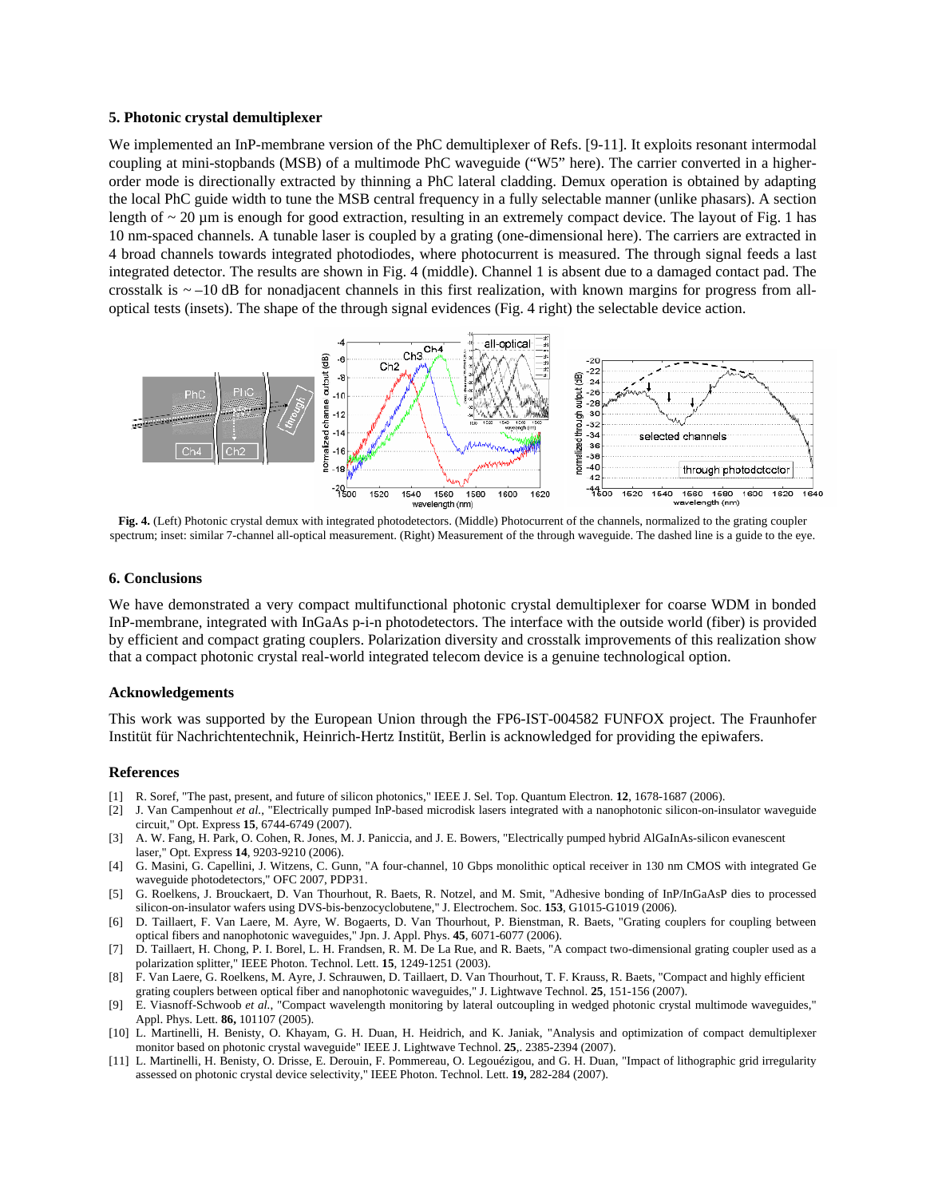## 5. Photonic crystal demultiplexer

We implemented an InP-membrane version of the PhC demultiplexer of Refs. [9-11]. It exploits resonant intermodal coupling at mini-stopbands (MSB) of a multimode PhC waveguide ("W5" here). The carrier converted in a higher-order mode is directionally extracted by thinning a PhC lateral cladding. Demux operation is obtained by adapting the local PhC guide width to tune the MSB central frequency in a fully selectable manner (unlike phasars). A section length of ~ 20 µm is enough for good extraction, resulting in an extremely compact device. The layout of Fig. 1 has 10 nm-spaced channels. A tunable laser is coupled by a grating (one-dimensional here). The carriers are extracted in 4 broad channels towards integrated photodiodes, where photocurrent is measured. The through signal feeds a last integrated detector. The results are shown in Fig. 4 (middle). Channel 1 is absent due to a damaged contact pad. The crosstalk is ~ –10 dB for nonadjacent channels in this first realization, with known margins for progress from all-optical tests (insets). The shape of the through signal evidences (Fig. 4 right) the selectable device action.

PhC
PhC
through
Ch4
Ch2

normalized channe output (dB)
-4
-6
-8
-10
-12
-14
-16
-18
-20
Ch2
Ch3
Ch4
all-optical
1500 1520 1540 1560 1580 1600 1620
wavelength (nm)

normalized through output (dB)
-20
-22
24
-26
-28
30
-32
-34
36
-38
-40
42
-44
selected channels
through photodetector
1600 1620 1640 1660 1680 1600 1620 1640
wavelength (nm)

**Fig. 4.** (Left) Photonic crystal demux with integrated photodetectors. (Middle) Photocurrent of the channels, normalized to the grating coupler spectrum; inset: similar 7-channel all-optical measurement. (Right) Measurement of the through waveguide. The dashed line is a guide to the eye.

## 6. Conclusions

We have demonstrated a very compact multifunctional photonic crystal demultiplexer for coarse WDM in bonded InP-membrane, integrated with InGaAs p-i-n photodetectors. The interface with the outside world (fiber) is provided by efficient and compact grating couplers. Polarization diversity and crosstalk improvements of this realization show that a compact photonic crystal real-world integrated telecom device is a genuine technological option.

### Acknowledgements

This work was supported by the European Union through the FP6-IST-004582 FUNFOX project. The Fraunhofer Institüt für Nachrichtentechnik, Heinrich-Hertz Institüt, Berlin is acknowledged for providing the epiwafers.

### References

[1] R. Soref, "The past, present, and future of silicon photonics," IEEE J. Sel. Top. Quantum Electron. **12**, 1678-1687 (2006).

[2] J. Van Campenhout *et al.*, "Electrically pumped InP-based microdisk lasers integrated with a nanophotonic silicon-on-insulator waveguide circuit," Opt. Express **15**, 6744-6749 (2007).

[3] A. W. Fang, H. Park, O. Cohen, R. Jones, M. J. Paniccia, and J. E. Bowers, "Electrically pumped hybrid AlGaInAs-silicon evanescent laser," Opt. Express **14**, 9203-9210 (2006).

[4] G. Masini, G. Capellini, J. Witzens, C. Gunn, "A four-channel, 10 Gbps monolithic optical receiver in 130 nm CMOS with integrated Ge waveguide photodetectors," OFC 2007, PDP31.

[5] G. Roelkens, J. Brouckaert, D. Van Thourhout, R. Baets, R. Notzel, and M. Smit, "Adhesive bonding of InP/InGaAsP dies to processed silicon-on-insulator wafers using DVS-bis-benzocyclobutene," J. Electrochem. Soc. **153**, G1015-G1019 (2006).

[6] D. Taillaert, F. Van Laere, M. Ayre, W. Bogaerts, D. Van Thourhout, P. Bienstman, R. Baets, "Grating couplers for coupling between optical fibers and nanophotonic waveguides," Jpn. J. Appl. Phys. **45**, 6071-6077 (2006).

[7] D. Taillaert, H. Chong, P. I. Borel, L. H. Frandsen, R. M. De La Rue, and R. Baets, "A compact two-dimensional grating coupler used as a polarization splitter," IEEE Photon. Technol. Lett. **15**, 1249-1251 (2003).

[8] F. Van Laere, G. Roelkens, M. Ayre, J. Schrauwen, D. Taillaert, D. Van Thourhout, T. F. Krauss, R. Baets, "Compact and highly efficient grating couplers between optical fiber and nanophotonic waveguides," J. Lightwave Technol. **25**, 151-156 (2007).

[9] E. Viasnoff-Schwoob *et al.*, "Compact wavelength monitoring by lateral outcoupling in wedged photonic crystal multimode waveguides," Appl. Phys. Lett. **86,** 101107 (2005).

[10] L. Martinelli, H. Benisty, O. Khayam, G. H. Duan, H. Heidrich, and K. Janiak, "Analysis and optimization of compact demultiplexer monitor based on photonic crystal waveguide" IEEE J. Lightwave Technol. **25**,. 2385-2394 (2007).

[11] L. Martinelli, H. Benisty, O. Drisse, E. Derouin, F. Pommereau, O. Legouézigou, and G. H. Duan, "Impact of lithographic grid irregularity assessed on photonic crystal device selectivity," IEEE Photon. Technol. Lett. **19,** 282-284 (2007).